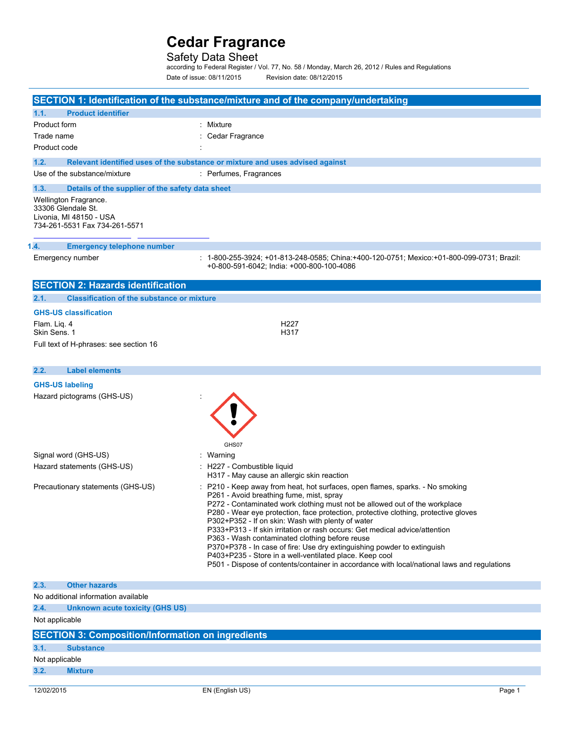# Cedar Fragrance

## Safety Data Sheet

according to Federal Register / Vol. 77, No. 58 / Monday, March 26, 2012 / Rules and Regulations

Date of issue: 08/11/2015 Revision date: 08/12/2015

## SECTION 1: Identification of the substance/mixture and of the company/undertaking

### 1.1. Product identifier

| | |
|---|---|
| Product form | : Mixture |
| Trade name | : Cedar Fragrance |
| Product code | : |

### 1.2. Relevant identified uses of the substance or mixture and uses advised against

| | |
|---|---|
| Use of the substance/mixture | : Perfumes, Fragrances |

### 1.3. Details of the supplier of the safety data sheet

Wellington Fragrance.
33306 Glendale St.
Livonia, MI 48150 - USA
734-261-5531 Fax 734-261-5571

### 1.4. Emergency telephone number

| | |
|---|---|
| Emergency number | : 1-800-255-3924; +01-813-248-0585; China:+400-120-0751; Mexico:+01-800-099-0731; Brazil: +0-800-591-6042; India: +000-800-100-4086 |

## SECTION 2: Hazards identification

### 2.1. Classification of the substance or mixture

**GHS-US classification**

| | |
|---|---|
| Flam. Liq. 4 | H227 |
| Skin Sens. 1 | H317 |

Full text of H-phrases: see section 16

### 2.2. Label elements

**GHS-US labeling**

Hazard pictograms (GHS-US) :

GHS07

Signal word (GHS-US) : Warning

Hazard statements (GHS-US) :
H227 - Combustible liquid
H317 - May cause an allergic skin reaction

Precautionary statements (GHS-US) :
P210 - Keep away from heat, hot surfaces, open flames, sparks. - No smoking
P261 - Avoid breathing fume, mist, spray
P272 - Contaminated work clothing must not be allowed out of the workplace
P280 - Wear eye protection, face protection, protective clothing, protective gloves
P302+P352 - If on skin: Wash with plenty of water
P333+P313 - If skin irritation or rash occurs: Get medical advice/attention
P363 - Wash contaminated clothing before reuse
P370+P378 - In case of fire: Use dry extinguishing powder to extinguish
P403+P235 - Store in a well-ventilated place. Keep cool
P501 - Dispose of contents/container in accordance with local/national laws and regulations

### 2.3. Other hazards

No additional information available

### 2.4. Unknown acute toxicity (GHS US)

Not applicable

## SECTION 3: Composition/Information on ingredients

### 3.1. Substance

Not applicable

### 3.2. Mixture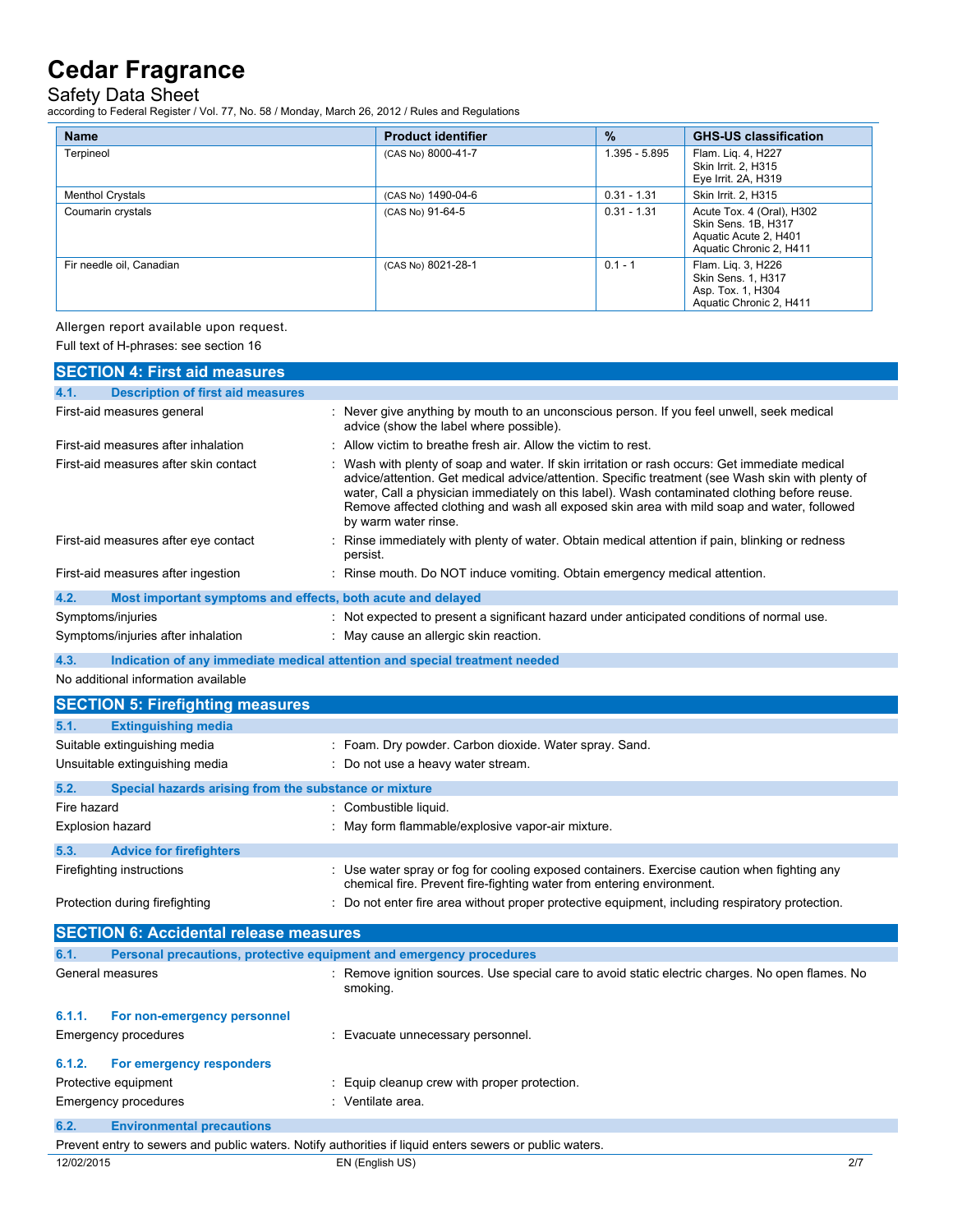| Name | Product identifier | % | GHS-US classification |
| --- | --- | --- | --- |
| Terpineol | (CAS No) 8000-41-7 | 1.395 - 5.895 | Flam. Liq. 4, H227<br>Skin Irrit. 2, H315<br>Eye Irrit. 2A, H319 |
| Menthol Crystals | (CAS No) 1490-04-6 | 0.31 - 1.31 | Skin Irrit. 2, H315 |
| Coumarin crystals | (CAS No) 91-64-5 | 0.31 - 1.31 | Acute Tox. 4 (Oral), H302<br>Skin Sens. 1B, H317<br>Aquatic Acute 2, H401<br>Aquatic Chronic 2, H411 |
| Fir needle oil, Canadian | (CAS No) 8021-28-1 | 0.1 - 1 | Flam. Liq. 3, H226<br>Skin Sens. 1, H317<br>Asp. Tox. 1, H304<br>Aquatic Chronic 2, H411 |

Allergen report available upon request.

Full text of H-phrases: see section 16

## SECTION 4: First aid measures

### 4.1. Description of first aid measures

First-aid measures general : Never give anything by mouth to an unconscious person. If you feel unwell, seek medical advice (show the label where possible).

First-aid measures after inhalation : Allow victim to breathe fresh air. Allow the victim to rest.

First-aid measures after skin contact : Wash with plenty of soap and water. If skin irritation or rash occurs: Get immediate medical advice/attention. Get medical advice/attention. Specific treatment (see Wash skin with plenty of water, Call a physician immediately on this label). Wash contaminated clothing before reuse. Remove affected clothing and wash all exposed skin area with mild soap and water, followed by warm water rinse.

First-aid measures after eye contact : Rinse immediately with plenty of water. Obtain medical attention if pain, blinking or redness persist.

First-aid measures after ingestion : Rinse mouth. Do NOT induce vomiting. Obtain emergency medical attention.

### 4.2. Most important symptoms and effects, both acute and delayed

Symptoms/injuries : Not expected to present a significant hazard under anticipated conditions of normal use.

Symptoms/injuries after inhalation : May cause an allergic skin reaction.

### 4.3. Indication of any immediate medical attention and special treatment needed

No additional information available

## SECTION 5: Firefighting measures

### 5.1. Extinguishing media

Suitable extinguishing media : Foam. Dry powder. Carbon dioxide. Water spray. Sand.

Unsuitable extinguishing media : Do not use a heavy water stream.

### 5.2. Special hazards arising from the substance or mixture

Fire hazard : Combustible liquid.

Explosion hazard : May form flammable/explosive vapor-air mixture.

### 5.3. Advice for firefighters

Firefighting instructions : Use water spray or fog for cooling exposed containers. Exercise caution when fighting any chemical fire. Prevent fire-fighting water from entering environment.

Protection during firefighting : Do not enter fire area without proper protective equipment, including respiratory protection.

## SECTION 6: Accidental release measures

### 6.1. Personal precautions, protective equipment and emergency procedures

General measures : Remove ignition sources. Use special care to avoid static electric charges. No open flames. No smoking.

#### 6.1.1. For non-emergency personnel

Emergency procedures : Evacuate unnecessary personnel.

#### 6.1.2. For emergency responders

Protective equipment : Equip cleanup crew with proper protection.

Emergency procedures : Ventilate area.

### 6.2. Environmental precautions

Prevent entry to sewers and public waters. Notify authorities if liquid enters sewers or public waters.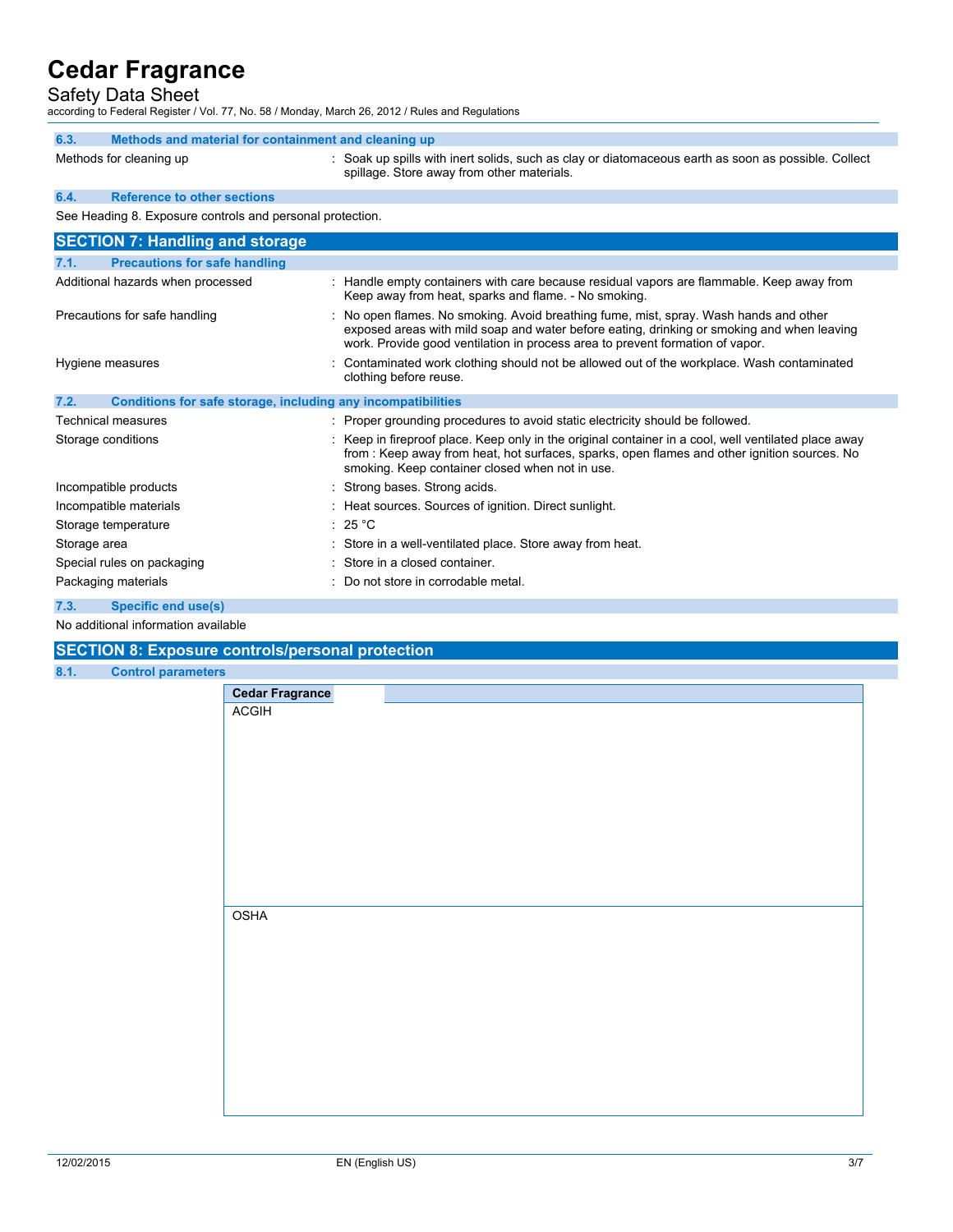### 6.3. Methods and material for containment and cleaning up

| | |
|---|---|
| Methods for cleaning up | : Soak up spills with inert solids, such as clay or diatomaceous earth as soon as possible. Collect spillage. Store away from other materials. |

### 6.4. Reference to other sections

See Heading 8. Exposure controls and personal protection.

## SECTION 7: Handling and storage

### 7.1. Precautions for safe handling

| | |
|---|---|
| Additional hazards when processed | : Handle empty containers with care because residual vapors are flammable. Keep away from Keep away from heat, sparks and flame. - No smoking. |
| Precautions for safe handling | : No open flames. No smoking. Avoid breathing fume, mist, spray. Wash hands and other exposed areas with mild soap and water before eating, drinking or smoking and when leaving work. Provide good ventilation in process area to prevent formation of vapor. |
| Hygiene measures | : Contaminated work clothing should not be allowed out of the workplace. Wash contaminated clothing before reuse. |

### 7.2. Conditions for safe storage, including any incompatibilities

| | |
|---|---|
| Technical measures | : Proper grounding procedures to avoid static electricity should be followed. |
| Storage conditions | : Keep in fireproof place. Keep only in the original container in a cool, well ventilated place away from : Keep away from heat, hot surfaces, sparks, open flames and other ignition sources. No smoking. Keep container closed when not in use. |
| Incompatible products | : Strong bases. Strong acids. |
| Incompatible materials | : Heat sources. Sources of ignition. Direct sunlight. |
| Storage temperature | : 25 °C |
| Storage area | : Store in a well-ventilated place. Store away from heat. |
| Special rules on packaging | : Store in a closed container. |
| Packaging materials | : Do not store in corrodable metal. |

### 7.3. Specific end use(s)

No additional information available

## SECTION 8: Exposure controls/personal protection

### 8.1. Control parameters

| Cedar Fragrance | |
|---|---|
| ACGIH | |
| OSHA | |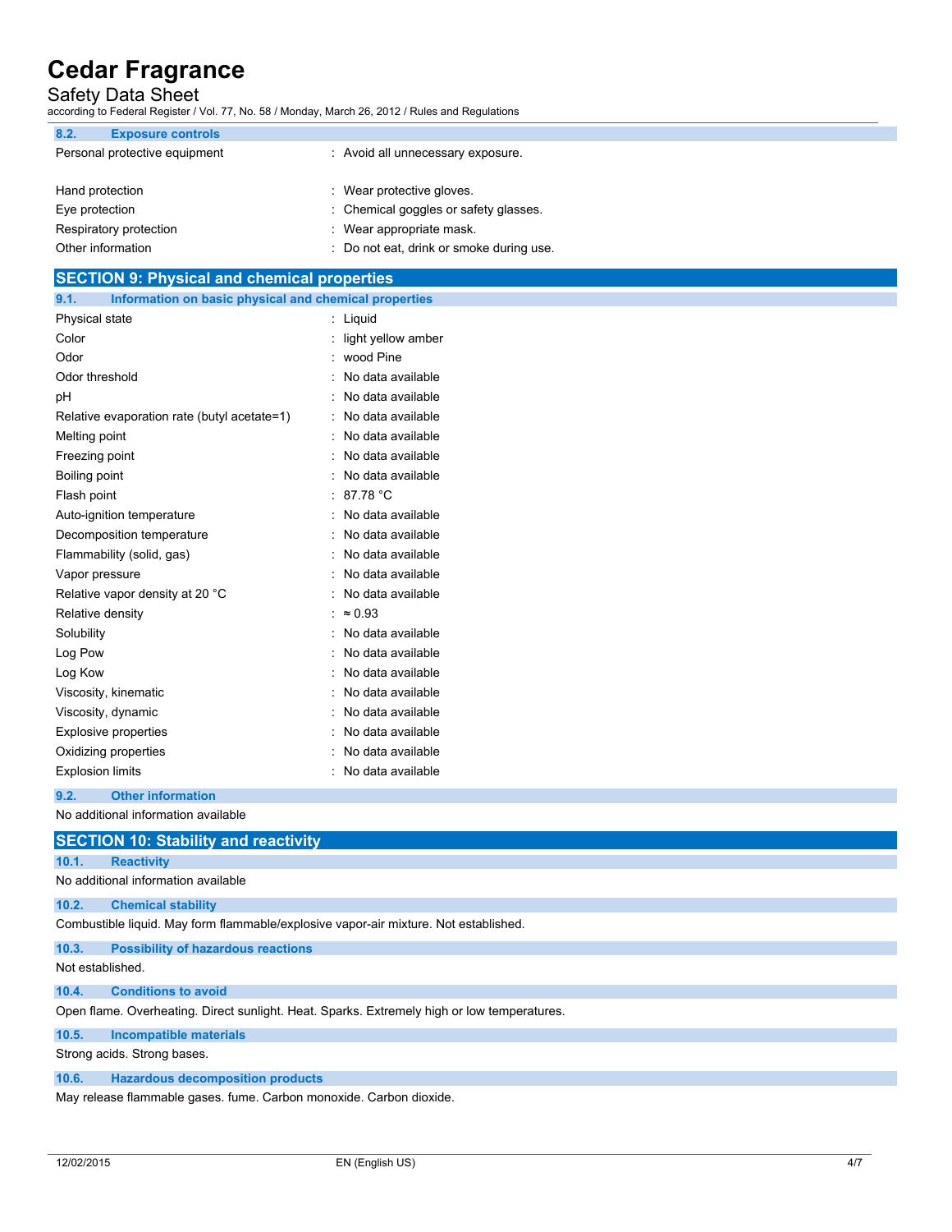### 8.2. Exposure controls

| | |
|---|---|
| Personal protective equipment | : Avoid all unnecessary exposure. |
| Hand protection | : Wear protective gloves. |
| Eye protection | : Chemical goggles or safety glasses. |
| Respiratory protection | : Wear appropriate mask. |
| Other information | : Do not eat, drink or smoke during use. |

## SECTION 9: Physical and chemical properties

### 9.1. Information on basic physical and chemical properties

| | |
|---|---|
| Physical state | : Liquid |
| Color | : light yellow amber |
| Odor | : wood Pine |
| Odor threshold | : No data available |
| pH | : No data available |
| Relative evaporation rate (butyl acetate=1) | : No data available |
| Melting point | : No data available |
| Freezing point | : No data available |
| Boiling point | : No data available |
| Flash point | : 87.78 °C |
| Auto-ignition temperature | : No data available |
| Decomposition temperature | : No data available |
| Flammability (solid, gas) | : No data available |
| Vapor pressure | : No data available |
| Relative vapor density at 20 °C | : No data available |
| Relative density | : ≈ 0.93 |
| Solubility | : No data available |
| Log Pow | : No data available |
| Log Kow | : No data available |
| Viscosity, kinematic | : No data available |
| Viscosity, dynamic | : No data available |
| Explosive properties | : No data available |
| Oxidizing properties | : No data available |
| Explosion limits | : No data available |

### 9.2. Other information

No additional information available

## SECTION 10: Stability and reactivity

### 10.1. Reactivity

No additional information available

### 10.2. Chemical stability

Combustible liquid. May form flammable/explosive vapor-air mixture. Not established.

### 10.3. Possibility of hazardous reactions

Not established.

### 10.4. Conditions to avoid

Open flame. Overheating. Direct sunlight. Heat. Sparks. Extremely high or low temperatures.

### 10.5. Incompatible materials

Strong acids. Strong bases.

### 10.6. Hazardous decomposition products

May release flammable gases. fume. Carbon monoxide. Carbon dioxide.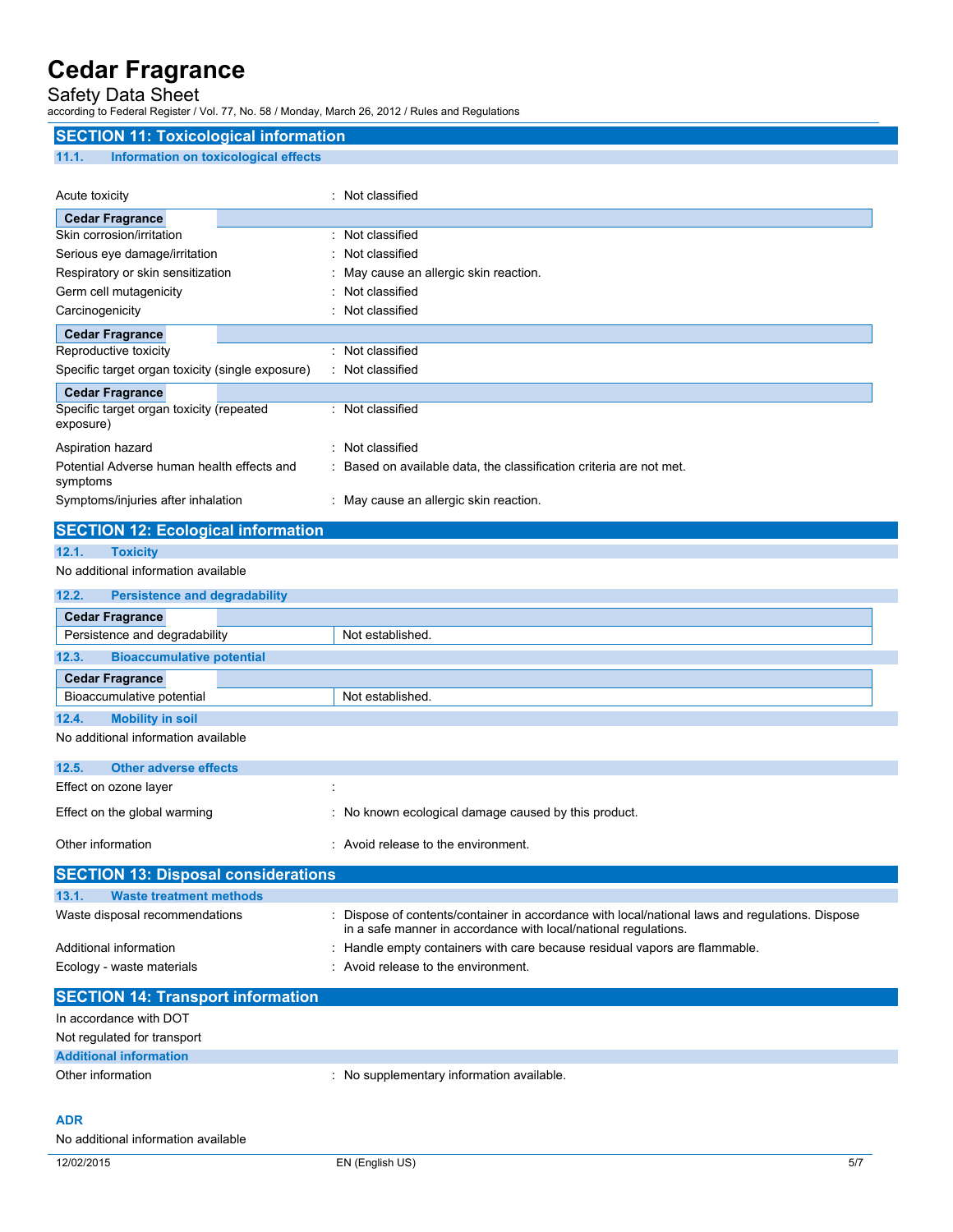## SECTION 11: Toxicological information

### 11.1. Information on toxicological effects

Acute toxicity : Not classified

| Cedar Fragrance | |
|---|---|
| Skin corrosion/irritation | : Not classified |
| Serious eye damage/irritation | : Not classified |
| Respiratory or skin sensitization | : May cause an allergic skin reaction. |
| Germ cell mutagenicity | : Not classified |
| Carcinogenicity | : Not classified |

| Cedar Fragrance | |
|---|---|
| Reproductive toxicity | : Not classified |
| Specific target organ toxicity (single exposure) | : Not classified |

| Cedar Fragrance | |
|---|---|
| Specific target organ toxicity (repeated exposure) | : Not classified |
| Aspiration hazard | : Not classified |
| Potential Adverse human health effects and symptoms | : Based on available data, the classification criteria are not met. |
| Symptoms/injuries after inhalation | : May cause an allergic skin reaction. |

## SECTION 12: Ecological information

### 12.1. Toxicity

No additional information available

### 12.2. Persistence and degradability

| Cedar Fragrance | |
|---|---|
| Persistence and degradability | Not established. |

### 12.3. Bioaccumulative potential

| Cedar Fragrance | |
|---|---|
| Bioaccumulative potential | Not established. |

### 12.4. Mobility in soil

No additional information available

### 12.5. Other adverse effects

Effect on ozone layer :

Effect on the global warming : No known ecological damage caused by this product.

Other information : Avoid release to the environment.

## SECTION 13: Disposal considerations

### 13.1. Waste treatment methods

Waste disposal recommendations : Dispose of contents/container in accordance with local/national laws and regulations. Dispose in a safe manner in accordance with local/national regulations.

Additional information : Handle empty containers with care because residual vapors are flammable.

Ecology - waste materials : Avoid release to the environment.

## SECTION 14: Transport information

In accordance with DOT

Not regulated for transport

### Additional information

Other information : No supplementary information available.

### ADR

No additional information available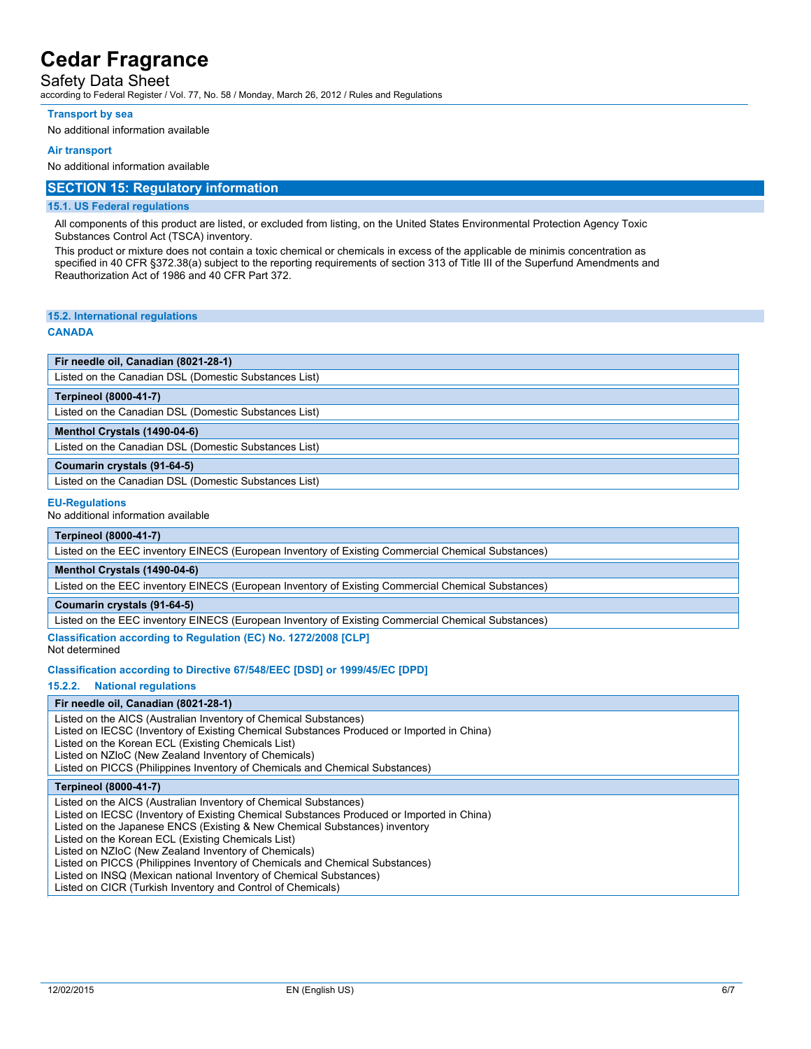**Transport by sea**

No additional information available

**Air transport**

No additional information available

## SECTION 15: Regulatory information

### 15.1. US Federal regulations

All components of this product are listed, or excluded from listing, on the United States Environmental Protection Agency Toxic Substances Control Act (TSCA) inventory.

This product or mixture does not contain a toxic chemical or chemicals in excess of the applicable de minimis concentration as specified in 40 CFR §372.38(a) subject to the reporting requirements of section 313 of Title III of the Superfund Amendments and Reauthorization Act of 1986 and 40 CFR Part 372.

### 15.2. International regulations

**CANADA**

| Fir needle oil, Canadian (8021-28-1) |
|---|
| Listed on the Canadian DSL (Domestic Substances List) |

| Terpineol (8000-41-7) |
|---|
| Listed on the Canadian DSL (Domestic Substances List) |

| Menthol Crystals (1490-04-6) |
|---|
| Listed on the Canadian DSL (Domestic Substances List) |

| Coumarin crystals (91-64-5) |
|---|
| Listed on the Canadian DSL (Domestic Substances List) |

**EU-Regulations**

No additional information available

| Terpineol (8000-41-7) |
|---|
| Listed on the EEC inventory EINECS (European Inventory of Existing Commercial Chemical Substances) |

| Menthol Crystals (1490-04-6) |
|---|
| Listed on the EEC inventory EINECS (European Inventory of Existing Commercial Chemical Substances) |

| Coumarin crystals (91-64-5) |
|---|
| Listed on the EEC inventory EINECS (European Inventory of Existing Commercial Chemical Substances) |

**Classification according to Regulation (EC) No. 1272/2008 [CLP]**

Not determined

**Classification according to Directive 67/548/EEC [DSD] or 1999/45/EC [DPD]**

#### 15.2.2. National regulations

| Fir needle oil, Canadian (8021-28-1) |
|---|
| Listed on the AICS (Australian Inventory of Chemical Substances)<br>Listed on IECSC (Inventory of Existing Chemical Substances Produced or Imported in China)<br>Listed on the Korean ECL (Existing Chemicals List)<br>Listed on NZIoC (New Zealand Inventory of Chemicals)<br>Listed on PICCS (Philippines Inventory of Chemicals and Chemical Substances) |

| Terpineol (8000-41-7) |
|---|
| Listed on the AICS (Australian Inventory of Chemical Substances)<br>Listed on IECSC (Inventory of Existing Chemical Substances Produced or Imported in China)<br>Listed on the Japanese ENCS (Existing & New Chemical Substances) inventory<br>Listed on the Korean ECL (Existing Chemicals List)<br>Listed on NZIoC (New Zealand Inventory of Chemicals)<br>Listed on PICCS (Philippines Inventory of Chemicals and Chemical Substances)<br>Listed on INSQ (Mexican national Inventory of Chemical Substances)<br>Listed on CICR (Turkish Inventory and Control of Chemicals) |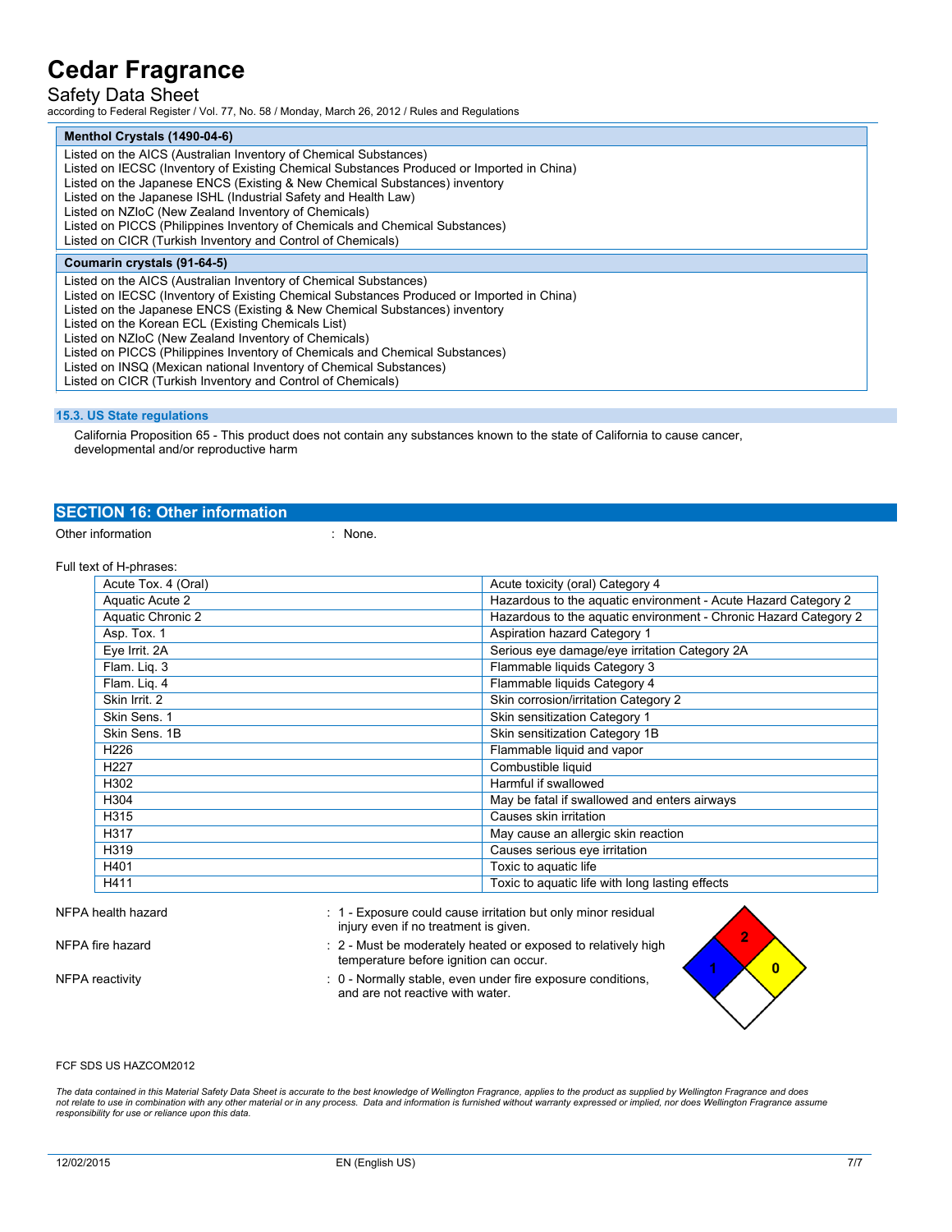| Menthol Crystals (1490-04-6) |
| --- |
| Listed on the AICS (Australian Inventory of Chemical Substances)<br>Listed on IECSC (Inventory of Existing Chemical Substances Produced or Imported in China)<br>Listed on the Japanese ENCS (Existing & New Chemical Substances) inventory<br>Listed on the Japanese ISHL (Industrial Safety and Health Law)<br>Listed on NZIoC (New Zealand Inventory of Chemicals)<br>Listed on PICCS (Philippines Inventory of Chemicals and Chemical Substances)<br>Listed on CICR (Turkish Inventory and Control of Chemicals) |

| Coumarin crystals (91-64-5) |
| --- |
| Listed on the AICS (Australian Inventory of Chemical Substances)<br>Listed on IECSC (Inventory of Existing Chemical Substances Produced or Imported in China)<br>Listed on the Japanese ENCS (Existing & New Chemical Substances) inventory<br>Listed on the Korean ECL (Existing Chemicals List)<br>Listed on NZIoC (New Zealand Inventory of Chemicals)<br>Listed on PICCS (Philippines Inventory of Chemicals and Chemical Substances)<br>Listed on INSQ (Mexican national Inventory of Chemical Substances)<br>Listed on CICR (Turkish Inventory and Control of Chemicals) |

### 15.3. US State regulations

California Proposition 65 - This product does not contain any substances known to the state of California to cause cancer, developmental and/or reproductive harm

## SECTION 16: Other information

Other information : None.

Full text of H-phrases:

| | |
| --- | --- |
| Acute Tox. 4 (Oral) | Acute toxicity (oral) Category 4 |
| Aquatic Acute 2 | Hazardous to the aquatic environment - Acute Hazard Category 2 |
| Aquatic Chronic 2 | Hazardous to the aquatic environment - Chronic Hazard Category 2 |
| Asp. Tox. 1 | Aspiration hazard Category 1 |
| Eye Irrit. 2A | Serious eye damage/eye irritation Category 2A |
| Flam. Liq. 3 | Flammable liquids Category 3 |
| Flam. Liq. 4 | Flammable liquids Category 4 |
| Skin Irrit. 2 | Skin corrosion/irritation Category 2 |
| Skin Sens. 1 | Skin sensitization Category 1 |
| Skin Sens. 1B | Skin sensitization Category 1B |
| H226 | Flammable liquid and vapor |
| H227 | Combustible liquid |
| H302 | Harmful if swallowed |
| H304 | May be fatal if swallowed and enters airways |
| H315 | Causes skin irritation |
| H317 | May cause an allergic skin reaction |
| H319 | Causes serious eye irritation |
| H401 | Toxic to aquatic life |
| H411 | Toxic to aquatic life with long lasting effects |

NFPA health hazard : 1 - Exposure could cause irritation but only minor residual injury even if no treatment is given.

NFPA fire hazard : 2 - Must be moderately heated or exposed to relatively high temperature before ignition can occur.

NFPA reactivity : 0 - Normally stable, even under fire exposure conditions, and are not reactive with water.

2
1
0

FCF SDS US HAZCOM2012

*The data contained in this Material Safety Data Sheet is accurate to the best knowledge of Wellington Fragrance, applies to the product as supplied by Wellington Fragrance and does not relate to use in combination with any other material or in any process. Data and information is furnished without warranty expressed or implied, nor does Wellington Fragrance assume responsibility for use or reliance upon this data.*